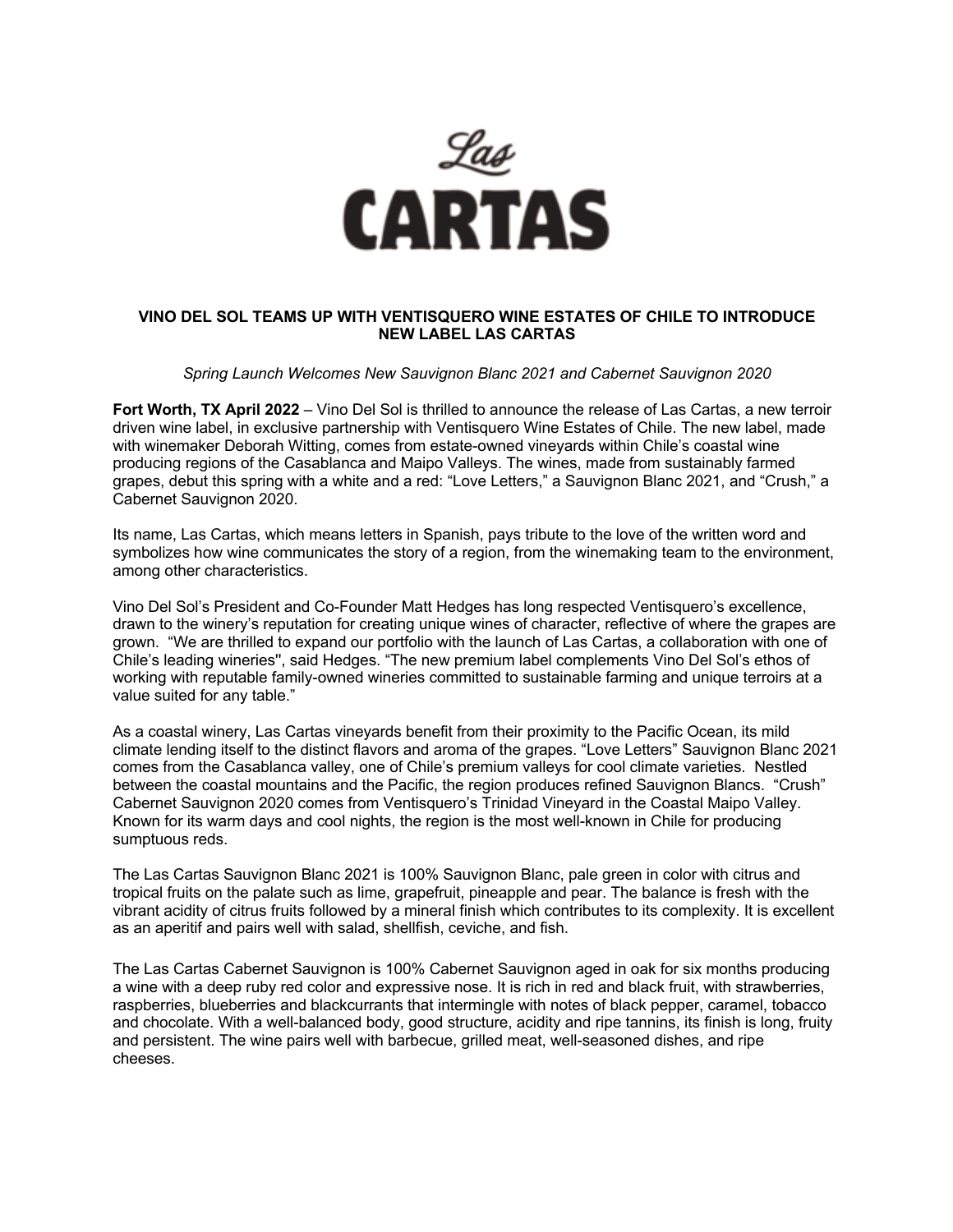# Las CARTAS

## VINO DEL SOL TEAMS UP WITH VENTISQUERO WINE ESTATES OF CHILE TO INTRODUCE NEW LABEL LAS CARTAS

*Spring Launch Welcomes New Sauvignon Blanc 2021 and Cabernet Sauvignon 2020*

**Fort Worth, TX April 2022** – Vino Del Sol is thrilled to announce the release of Las Cartas, a new terroir driven wine label, in exclusive partnership with Ventisquero Wine Estates of Chile. The new label, made with winemaker Deborah Witting, comes from estate-owned vineyards within Chile's coastal wine producing regions of the Casablanca and Maipo Valleys. The wines, made from sustainably farmed grapes, debut this spring with a white and a red: "Love Letters," a Sauvignon Blanc 2021, and "Crush," a Cabernet Sauvignon 2020.

Its name, Las Cartas, which means letters in Spanish, pays tribute to the love of the written word and symbolizes how wine communicates the story of a region, from the winemaking team to the environment, among other characteristics.

Vino Del Sol's President and Co-Founder Matt Hedges has long respected Ventisquero's excellence, drawn to the winery's reputation for creating unique wines of character, reflective of where the grapes are grown. "We are thrilled to expand our portfolio with the launch of Las Cartas, a collaboration with one of Chile's leading wineries", said Hedges. "The new premium label complements Vino Del Sol's ethos of working with reputable family-owned wineries committed to sustainable farming and unique terroirs at a value suited for any table."

As a coastal winery, Las Cartas vineyards benefit from their proximity to the Pacific Ocean, its mild climate lending itself to the distinct flavors and aroma of the grapes. "Love Letters" Sauvignon Blanc 2021 comes from the Casablanca valley, one of Chile's premium valleys for cool climate varieties. Nestled between the coastal mountains and the Pacific, the region produces refined Sauvignon Blancs. "Crush" Cabernet Sauvignon 2020 comes from Ventisquero's Trinidad Vineyard in the Coastal Maipo Valley. Known for its warm days and cool nights, the region is the most well-known in Chile for producing sumptuous reds.

The Las Cartas Sauvignon Blanc 2021 is 100% Sauvignon Blanc, pale green in color with citrus and tropical fruits on the palate such as lime, grapefruit, pineapple and pear. The balance is fresh with the vibrant acidity of citrus fruits followed by a mineral finish which contributes to its complexity. It is excellent as an aperitif and pairs well with salad, shellfish, ceviche, and fish.

The Las Cartas Cabernet Sauvignon is 100% Cabernet Sauvignon aged in oak for six months producing a wine with a deep ruby red color and expressive nose. It is rich in red and black fruit, with strawberries, raspberries, blueberries and blackcurrants that intermingle with notes of black pepper, caramel, tobacco and chocolate. With a well-balanced body, good structure, acidity and ripe tannins, its finish is long, fruity and persistent. The wine pairs well with barbecue, grilled meat, well-seasoned dishes, and ripe cheeses.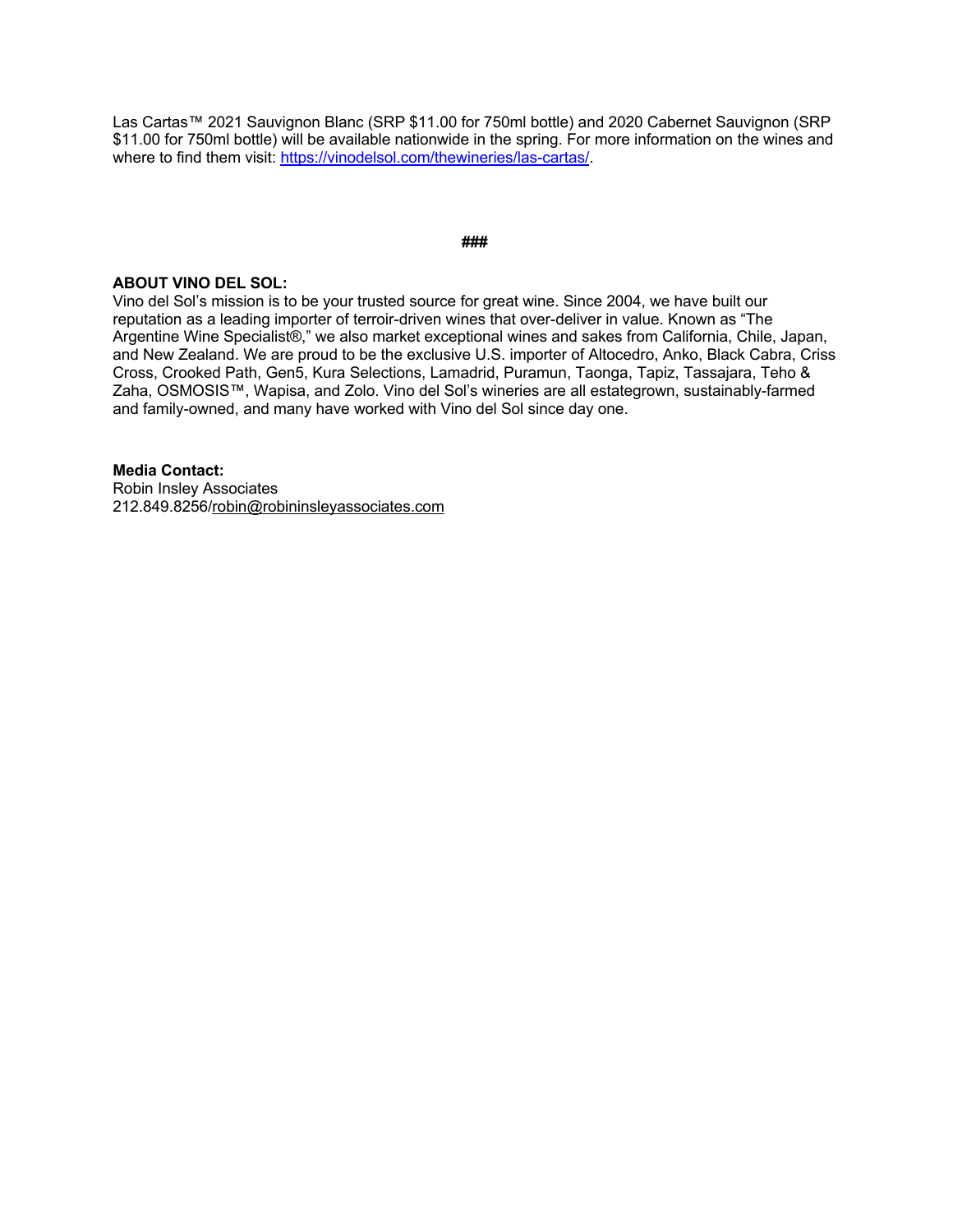Las Cartas™ 2021 Sauvignon Blanc (SRP $11.00 for 750ml bottle) and 2020 Cabernet Sauvignon (SRP $11.00 for 750ml bottle) will be available nationwide in the spring. For more information on the wines and where to find them visit: [https://vinodelsol.com/thewineries/las-cartas/](https://vinodelsol.com/thewineries/las-cartas/).

**###**

**ABOUT VINO DEL SOL:**

Vino del Sol's mission is to be your trusted source for great wine. Since 2004, we have built our reputation as a leading importer of terroir-driven wines that over-deliver in value. Known as "The Argentine Wine Specialist®," we also market exceptional wines and sakes from California, Chile, Japan, and New Zealand. We are proud to be the exclusive U.S. importer of Altocedro, Anko, Black Cabra, Criss Cross, Crooked Path, Gen5, Kura Selections, Lamadrid, Puramun, Taonga, Tapiz, Tassajara, Teho & Zaha, OSMOSIS™, Wapisa, and Zolo. Vino del Sol's wineries are all estategrown, sustainably-farmed and family-owned, and many have worked with Vino del Sol since day one.

**Media Contact:**

Robin Insley Associates

212.849.8256/robin@robininsleyassociates.com